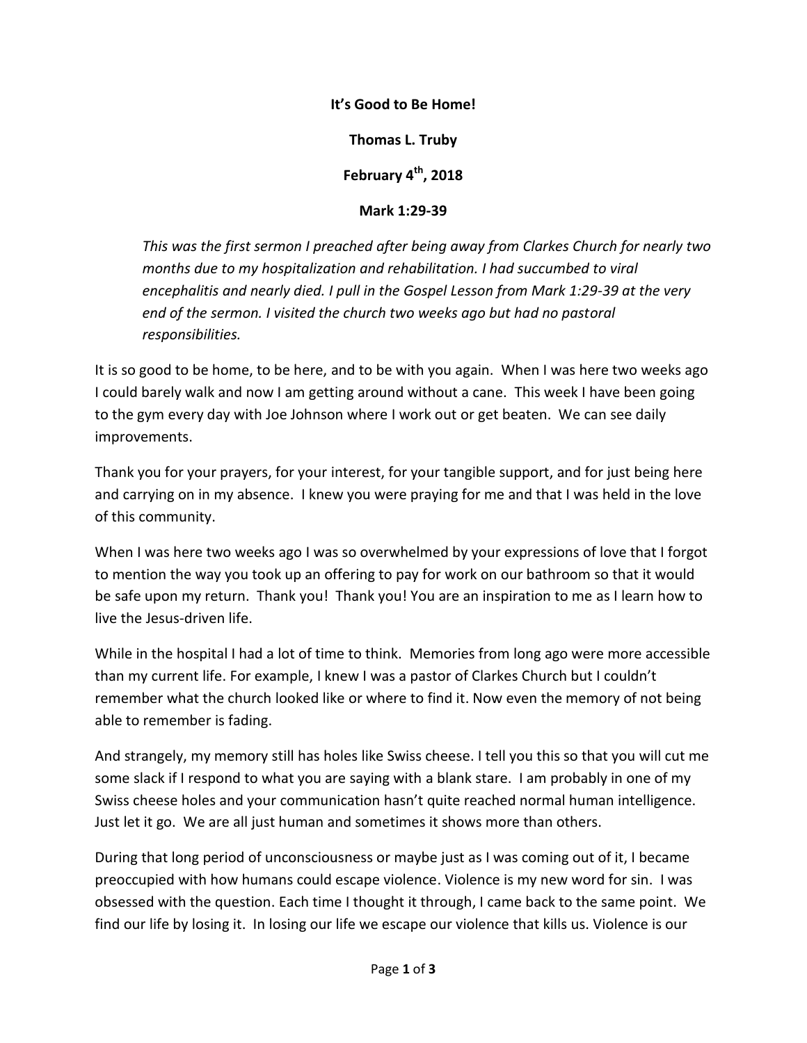**It's Good to Be Home!**

**Thomas L. Truby**

**February 4th, 2018**

**Mark 1:29-39**

> *This was the first sermon I preached after being away from Clarkes Church for nearly two months due to my hospitalization and rehabilitation. I had succumbed to viral encephalitis and nearly died. I pull in the Gospel Lesson from Mark 1:29-39 at the very end of the sermon. I visited the church two weeks ago but had no pastoral responsibilities.*

It is so good to be home, to be here, and to be with you again. When I was here two weeks ago I could barely walk and now I am getting around without a cane. This week I have been going to the gym every day with Joe Johnson where I work out or get beaten. We can see daily improvements.

Thank you for your prayers, for your interest, for your tangible support, and for just being here and carrying on in my absence. I knew you were praying for me and that I was held in the love of this community.

When I was here two weeks ago I was so overwhelmed by your expressions of love that I forgot to mention the way you took up an offering to pay for work on our bathroom so that it would be safe upon my return. Thank you! Thank you! You are an inspiration to me as I learn how to live the Jesus-driven life.

While in the hospital I had a lot of time to think. Memories from long ago were more accessible than my current life. For example, I knew I was a pastor of Clarkes Church but I couldn't remember what the church looked like or where to find it. Now even the memory of not being able to remember is fading.

And strangely, my memory still has holes like Swiss cheese. I tell you this so that you will cut me some slack if I respond to what you are saying with a blank stare. I am probably in one of my Swiss cheese holes and your communication hasn't quite reached normal human intelligence. Just let it go. We are all just human and sometimes it shows more than others.

During that long period of unconsciousness or maybe just as I was coming out of it, I became preoccupied with how humans could escape violence. Violence is my new word for sin. I was obsessed with the question. Each time I thought it through, I came back to the same point. We find our life by losing it. In losing our life we escape our violence that kills us. Violence is our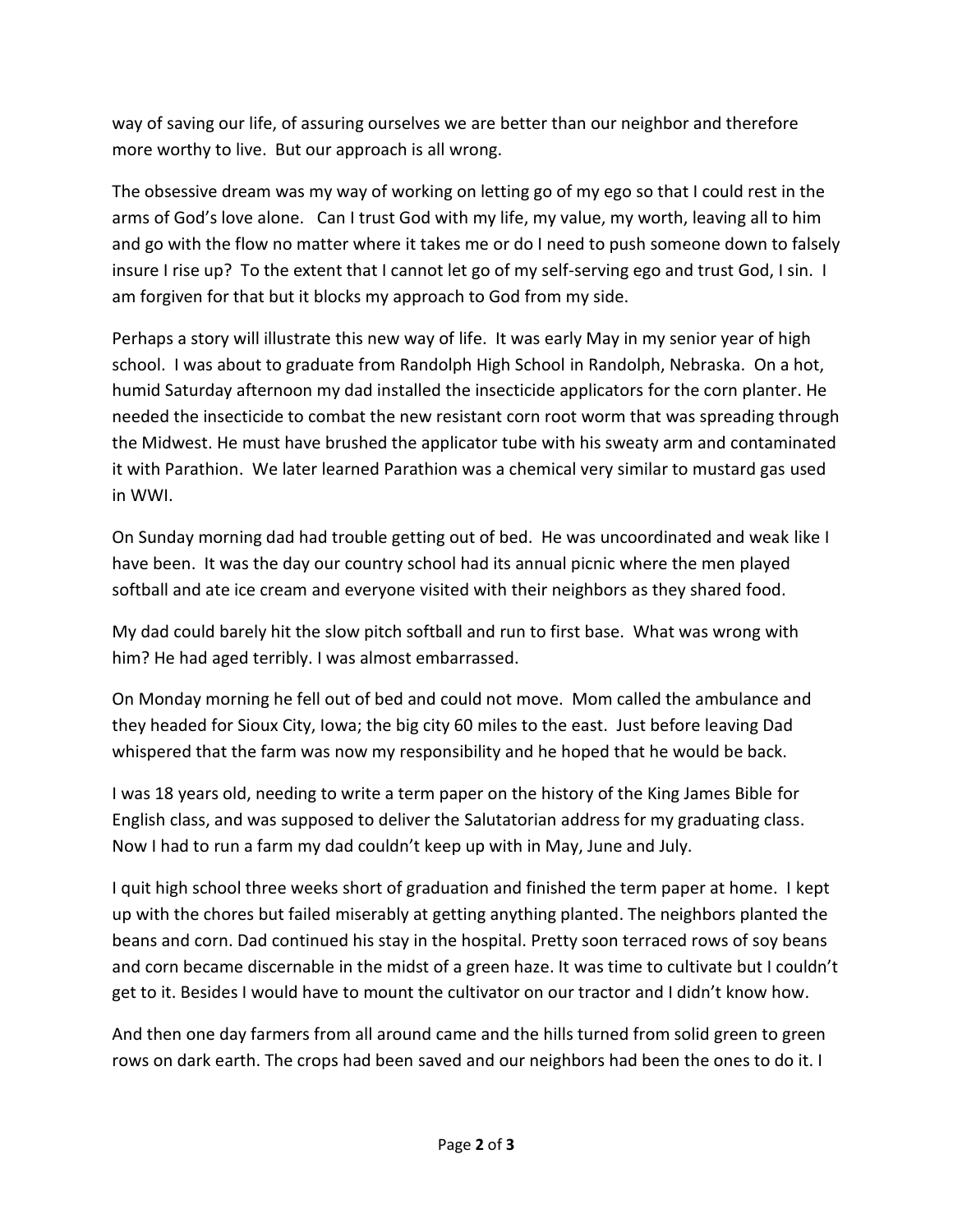way of saving our life, of assuring ourselves we are better than our neighbor and therefore more worthy to live. But our approach is all wrong.

The obsessive dream was my way of working on letting go of my ego so that I could rest in the arms of God's love alone. Can I trust God with my life, my value, my worth, leaving all to him and go with the flow no matter where it takes me or do I need to push someone down to falsely insure I rise up? To the extent that I cannot let go of my self-serving ego and trust God, I sin. I am forgiven for that but it blocks my approach to God from my side.

Perhaps a story will illustrate this new way of life. It was early May in my senior year of high school. I was about to graduate from Randolph High School in Randolph, Nebraska. On a hot, humid Saturday afternoon my dad installed the insecticide applicators for the corn planter. He needed the insecticide to combat the new resistant corn root worm that was spreading through the Midwest. He must have brushed the applicator tube with his sweaty arm and contaminated it with Parathion. We later learned Parathion was a chemical very similar to mustard gas used in WWI.

On Sunday morning dad had trouble getting out of bed. He was uncoordinated and weak like I have been. It was the day our country school had its annual picnic where the men played softball and ate ice cream and everyone visited with their neighbors as they shared food.

My dad could barely hit the slow pitch softball and run to first base. What was wrong with him? He had aged terribly. I was almost embarrassed.

On Monday morning he fell out of bed and could not move. Mom called the ambulance and they headed for Sioux City, Iowa; the big city 60 miles to the east. Just before leaving Dad whispered that the farm was now my responsibility and he hoped that he would be back.

I was 18 years old, needing to write a term paper on the history of the King James Bible for English class, and was supposed to deliver the Salutatorian address for my graduating class. Now I had to run a farm my dad couldn't keep up with in May, June and July.

I quit high school three weeks short of graduation and finished the term paper at home. I kept up with the chores but failed miserably at getting anything planted. The neighbors planted the beans and corn. Dad continued his stay in the hospital. Pretty soon terraced rows of soy beans and corn became discernable in the midst of a green haze. It was time to cultivate but I couldn't get to it. Besides I would have to mount the cultivator on our tractor and I didn't know how.

And then one day farmers from all around came and the hills turned from solid green to green rows on dark earth. The crops had been saved and our neighbors had been the ones to do it. I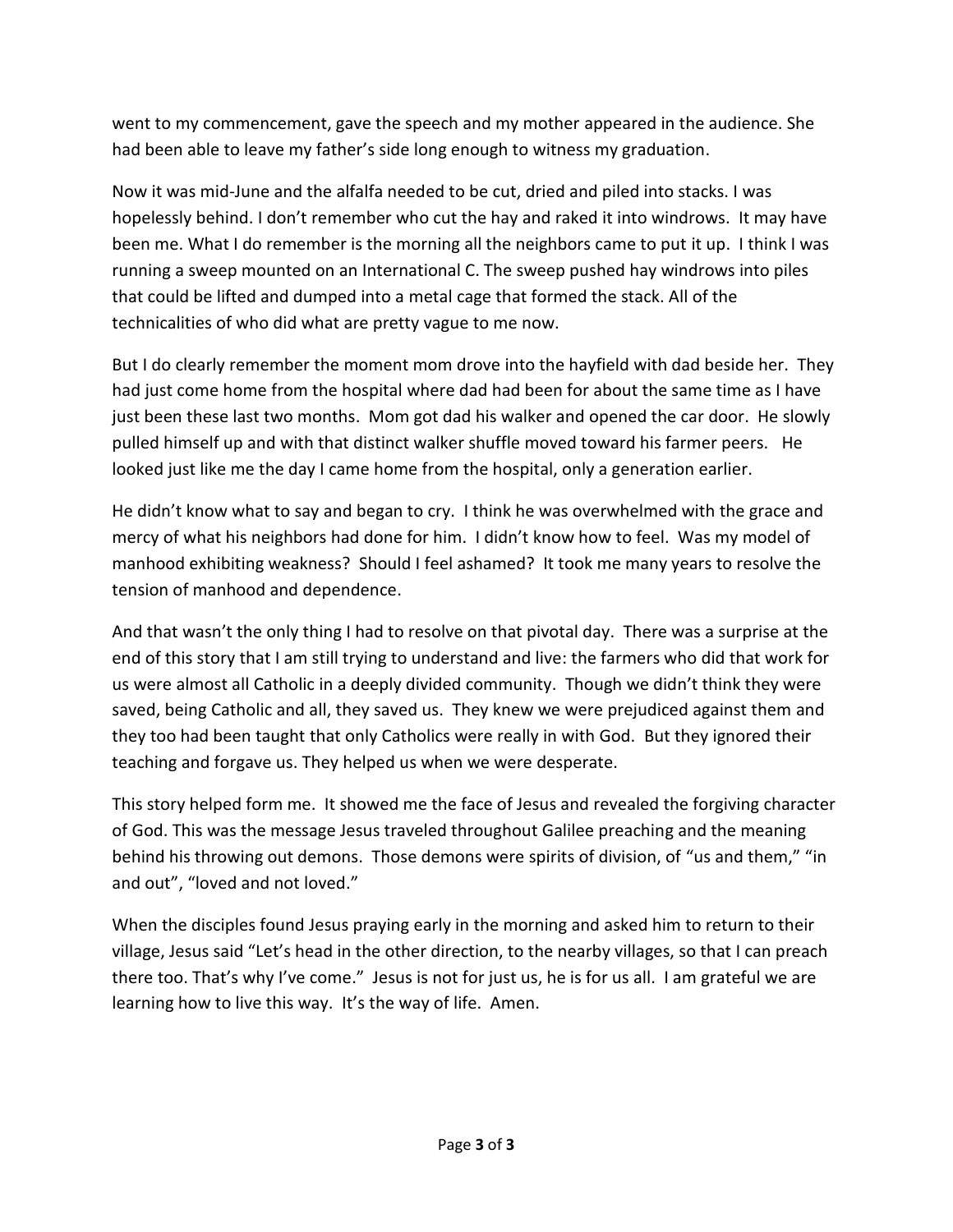went to my commencement, gave the speech and my mother appeared in the audience. She had been able to leave my father's side long enough to witness my graduation.

Now it was mid-June and the alfalfa needed to be cut, dried and piled into stacks. I was hopelessly behind. I don't remember who cut the hay and raked it into windrows. It may have been me. What I do remember is the morning all the neighbors came to put it up. I think I was running a sweep mounted on an International C. The sweep pushed hay windrows into piles that could be lifted and dumped into a metal cage that formed the stack. All of the technicalities of who did what are pretty vague to me now.

But I do clearly remember the moment mom drove into the hayfield with dad beside her. They had just come home from the hospital where dad had been for about the same time as I have just been these last two months. Mom got dad his walker and opened the car door. He slowly pulled himself up and with that distinct walker shuffle moved toward his farmer peers. He looked just like me the day I came home from the hospital, only a generation earlier.

He didn't know what to say and began to cry. I think he was overwhelmed with the grace and mercy of what his neighbors had done for him. I didn't know how to feel. Was my model of manhood exhibiting weakness? Should I feel ashamed? It took me many years to resolve the tension of manhood and dependence.

And that wasn't the only thing I had to resolve on that pivotal day. There was a surprise at the end of this story that I am still trying to understand and live: the farmers who did that work for us were almost all Catholic in a deeply divided community. Though we didn't think they were saved, being Catholic and all, they saved us. They knew we were prejudiced against them and they too had been taught that only Catholics were really in with God. But they ignored their teaching and forgave us. They helped us when we were desperate.

This story helped form me. It showed me the face of Jesus and revealed the forgiving character of God. This was the message Jesus traveled throughout Galilee preaching and the meaning behind his throwing out demons. Those demons were spirits of division, of "us and them," "in and out", "loved and not loved."

When the disciples found Jesus praying early in the morning and asked him to return to their village, Jesus said "Let's head in the other direction, to the nearby villages, so that I can preach there too. That's why I've come." Jesus is not for just us, he is for us all. I am grateful we are learning how to live this way. It's the way of life. Amen.